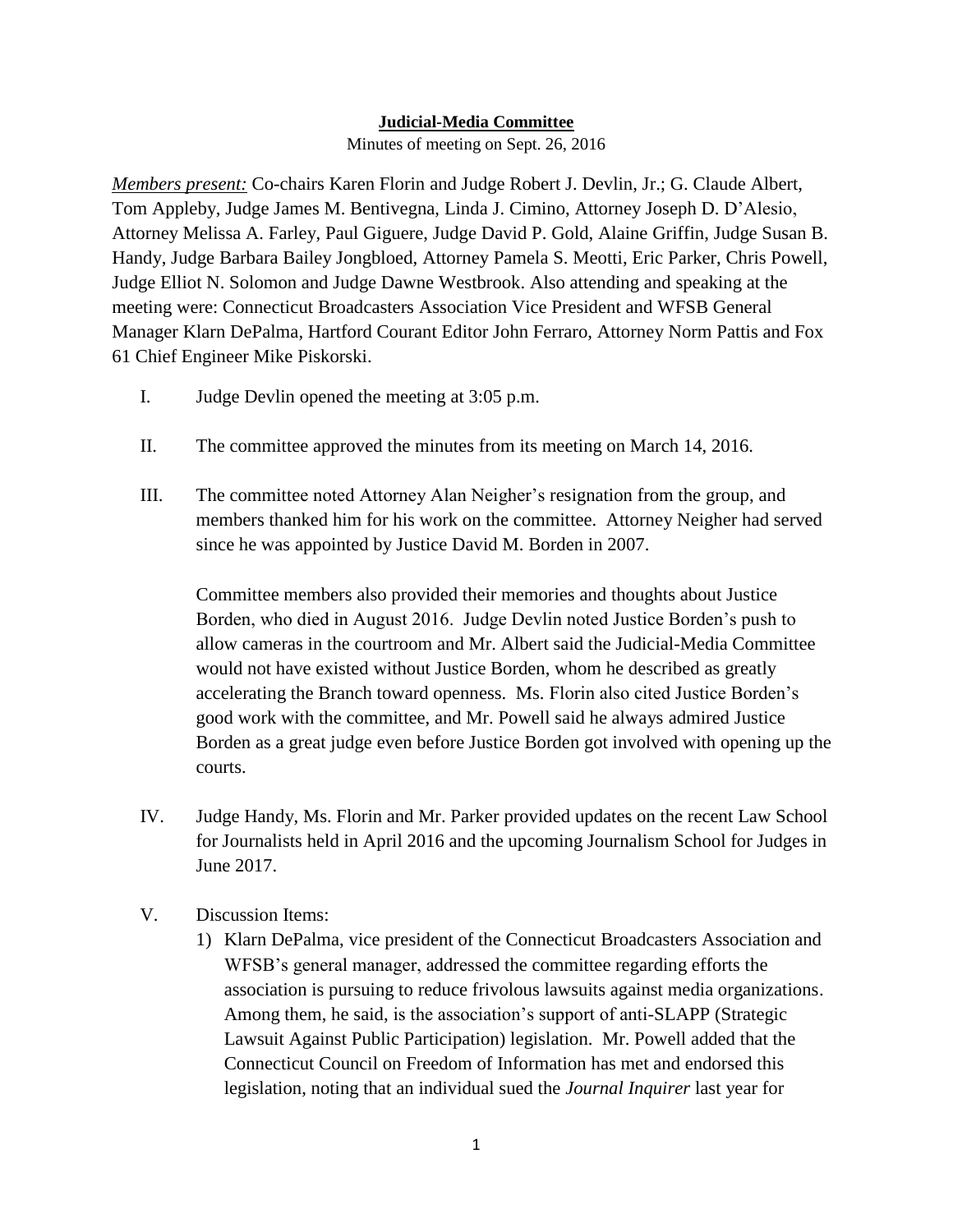**Judicial-Media Committee**

Minutes of meeting on Sept. 26, 2016

*Members present:* Co-chairs Karen Florin and Judge Robert J. Devlin, Jr.; G. Claude Albert, Tom Appleby, Judge James M. Bentivegna, Linda J. Cimino, Attorney Joseph D. D'Alesio, Attorney Melissa A. Farley, Paul Giguere, Judge David P. Gold, Alaine Griffin, Judge Susan B. Handy, Judge Barbara Bailey Jongbloed, Attorney Pamela S. Meotti, Eric Parker, Chris Powell, Judge Elliot N. Solomon and Judge Dawne Westbrook. Also attending and speaking at the meeting were: Connecticut Broadcasters Association Vice President and WFSB General Manager Klarn DePalma, Hartford Courant Editor John Ferraro, Attorney Norm Pattis and Fox 61 Chief Engineer Mike Piskorski.

I. Judge Devlin opened the meeting at 3:05 p.m.

II. The committee approved the minutes from its meeting on March 14, 2016.

III. The committee noted Attorney Alan Neigher's resignation from the group, and members thanked him for his work on the committee. Attorney Neigher had served since he was appointed by Justice David M. Borden in 2007.

    Committee members also provided their memories and thoughts about Justice Borden, who died in August 2016. Judge Devlin noted Justice Borden's push to allow cameras in the courtroom and Mr. Albert said the Judicial-Media Committee would not have existed without Justice Borden, whom he described as greatly accelerating the Branch toward openness. Ms. Florin also cited Justice Borden's good work with the committee, and Mr. Powell said he always admired Justice Borden as a great judge even before Justice Borden got involved with opening up the courts.

IV. Judge Handy, Ms. Florin and Mr. Parker provided updates on the recent Law School for Journalists held in April 2016 and the upcoming Journalism School for Judges in June 2017.

V. Discussion Items:

    1) Klarn DePalma, vice president of the Connecticut Broadcasters Association and WFSB's general manager, addressed the committee regarding efforts the association is pursuing to reduce frivolous lawsuits against media organizations. Among them, he said, is the association's support of anti-SLAPP (Strategic Lawsuit Against Public Participation) legislation. Mr. Powell added that the Connecticut Council on Freedom of Information has met and endorsed this legislation, noting that an individual sued the *Journal Inquirer* last year for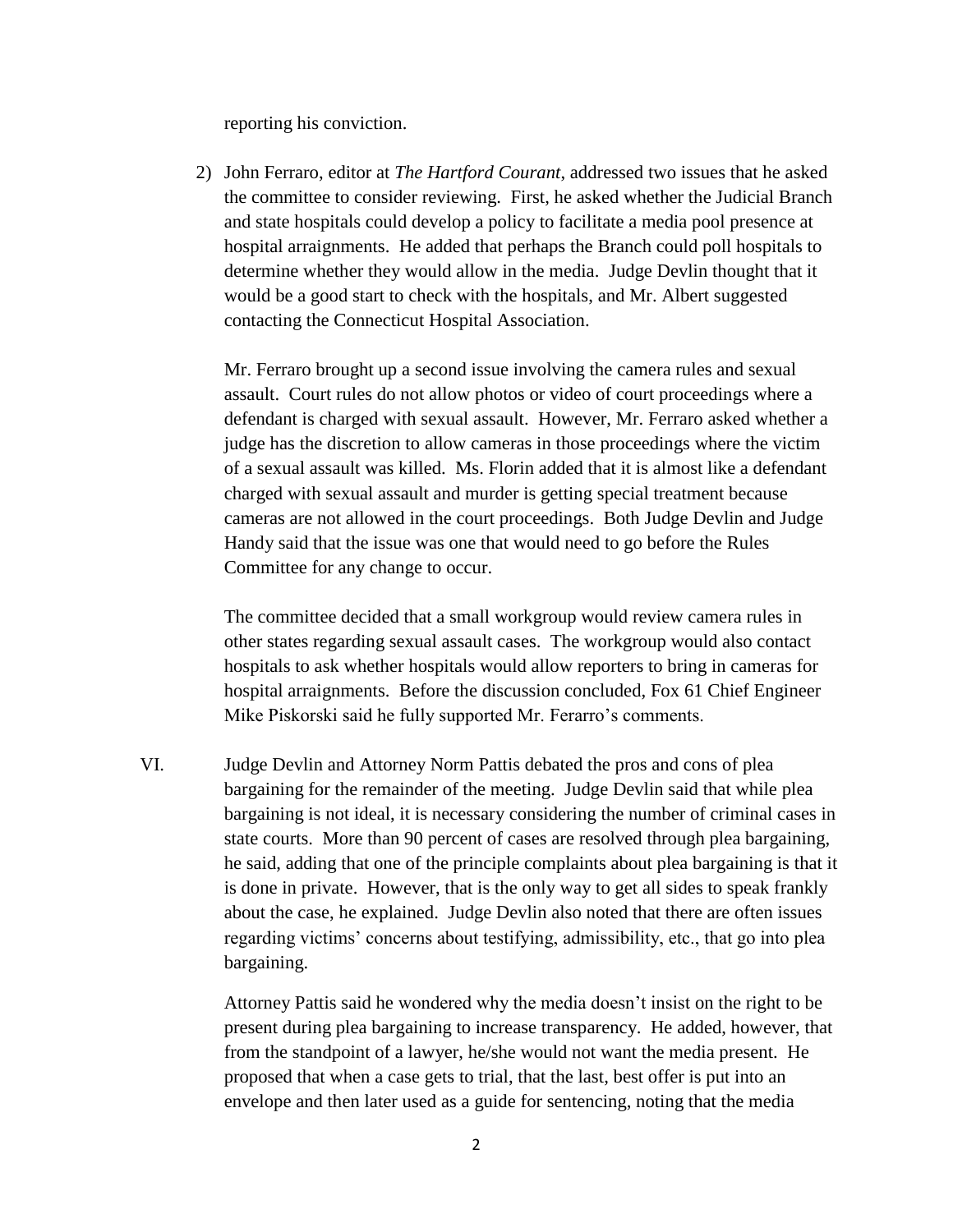reporting his conviction.

2) John Ferraro, editor at *The Hartford Courant*, addressed two issues that he asked the committee to consider reviewing. First, he asked whether the Judicial Branch and state hospitals could develop a policy to facilitate a media pool presence at hospital arraignments. He added that perhaps the Branch could poll hospitals to determine whether they would allow in the media. Judge Devlin thought that it would be a good start to check with the hospitals, and Mr. Albert suggested contacting the Connecticut Hospital Association.

   Mr. Ferraro brought up a second issue involving the camera rules and sexual assault. Court rules do not allow photos or video of court proceedings where a defendant is charged with sexual assault. However, Mr. Ferraro asked whether a judge has the discretion to allow cameras in those proceedings where the victim of a sexual assault was killed. Ms. Florin added that it is almost like a defendant charged with sexual assault and murder is getting special treatment because cameras are not allowed in the court proceedings. Both Judge Devlin and Judge Handy said that the issue was one that would need to go before the Rules Committee for any change to occur.

   The committee decided that a small workgroup would review camera rules in other states regarding sexual assault cases. The workgroup would also contact hospitals to ask whether hospitals would allow reporters to bring in cameras for hospital arraignments. Before the discussion concluded, Fox 61 Chief Engineer Mike Piskorski said he fully supported Mr. Ferarro's comments.

VI. Judge Devlin and Attorney Norm Pattis debated the pros and cons of plea bargaining for the remainder of the meeting. Judge Devlin said that while plea bargaining is not ideal, it is necessary considering the number of criminal cases in state courts. More than 90 percent of cases are resolved through plea bargaining, he said, adding that one of the principle complaints about plea bargaining is that it is done in private. However, that is the only way to get all sides to speak frankly about the case, he explained. Judge Devlin also noted that there are often issues regarding victims' concerns about testifying, admissibility, etc., that go into plea bargaining.

   Attorney Pattis said he wondered why the media doesn't insist on the right to be present during plea bargaining to increase transparency. He added, however, that from the standpoint of a lawyer, he/she would not want the media present. He proposed that when a case gets to trial, that the last, best offer is put into an envelope and then later used as a guide for sentencing, noting that the media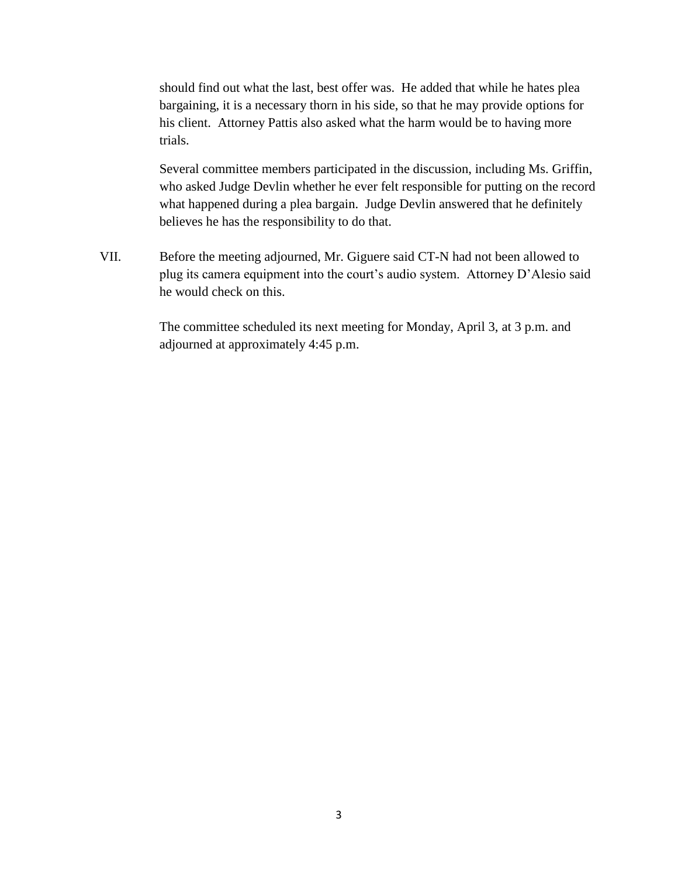should find out what the last, best offer was. He added that while he hates plea bargaining, it is a necessary thorn in his side, so that he may provide options for his client. Attorney Pattis also asked what the harm would be to having more trials.

Several committee members participated in the discussion, including Ms. Griffin, who asked Judge Devlin whether he ever felt responsible for putting on the record what happened during a plea bargain. Judge Devlin answered that he definitely believes he has the responsibility to do that.

VII. Before the meeting adjourned, Mr. Giguere said CT-N had not been allowed to plug its camera equipment into the court's audio system. Attorney D'Alesio said he would check on this.

The committee scheduled its next meeting for Monday, April 3, at 3 p.m. and adjourned at approximately 4:45 p.m.